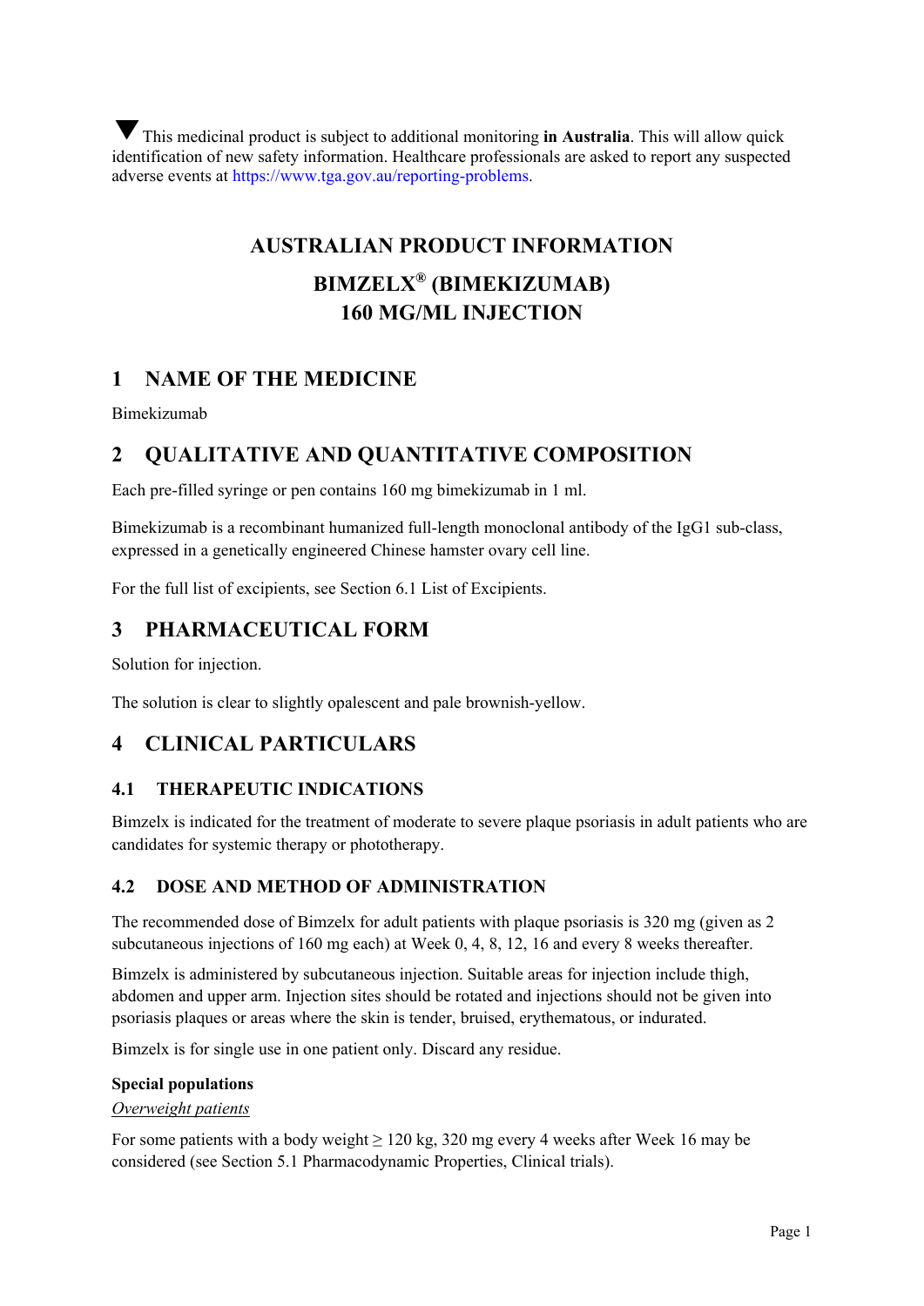▼ This medicinal product is subject to additional monitoring **in Australia**. This will allow quick identification of new safety information. Healthcare professionals are asked to report any suspected adverse events at https://www.tga.gov.au/reporting-problems.

# AUSTRALIAN PRODUCT INFORMATION

# BIMZELX® (BIMEKIZUMAB) 160 MG/ML INJECTION

## 1 NAME OF THE MEDICINE

Bimekizumab

## 2 QUALITATIVE AND QUANTITATIVE COMPOSITION

Each pre-filled syringe or pen contains 160 mg bimekizumab in 1 ml.

Bimekizumab is a recombinant humanized full-length monoclonal antibody of the IgG1 sub-class, expressed in a genetically engineered Chinese hamster ovary cell line.

For the full list of excipients, see Section 6.1 List of Excipients.

## 3 PHARMACEUTICAL FORM

Solution for injection.

The solution is clear to slightly opalescent and pale brownish-yellow.

## 4 CLINICAL PARTICULARS

### 4.1 THERAPEUTIC INDICATIONS

Bimzelx is indicated for the treatment of moderate to severe plaque psoriasis in adult patients who are candidates for systemic therapy or phototherapy.

### 4.2 DOSE AND METHOD OF ADMINISTRATION

The recommended dose of Bimzelx for adult patients with plaque psoriasis is 320 mg (given as 2 subcutaneous injections of 160 mg each) at Week 0, 4, 8, 12, 16 and every 8 weeks thereafter.

Bimzelx is administered by subcutaneous injection. Suitable areas for injection include thigh, abdomen and upper arm. Injection sites should be rotated and injections should not be given into psoriasis plaques or areas where the skin is tender, bruised, erythematous, or indurated.

Bimzelx is for single use in one patient only. Discard any residue.

**Special populations**

*Overweight patients*

For some patients with a body weight ≥ 120 kg, 320 mg every 4 weeks after Week 16 may be considered (see Section 5.1 Pharmacodynamic Properties, Clinical trials).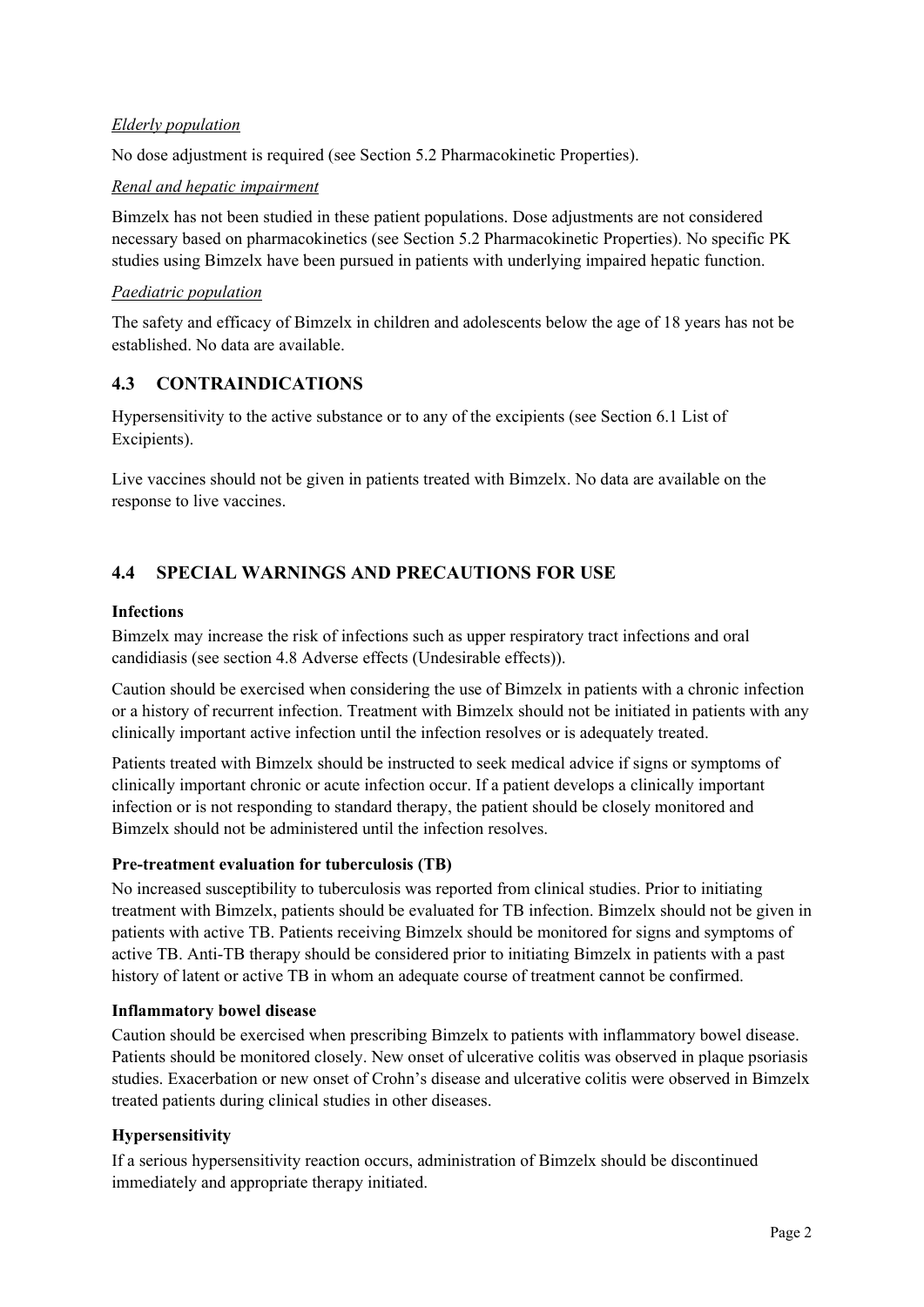*Elderly population*

No dose adjustment is required (see Section 5.2 Pharmacokinetic Properties).

*Renal and hepatic impairment*

Bimzelx has not been studied in these patient populations. Dose adjustments are not considered necessary based on pharmacokinetics (see Section 5.2 Pharmacokinetic Properties). No specific PK studies using Bimzelx have been pursued in patients with underlying impaired hepatic function.

*Paediatric population*

The safety and efficacy of Bimzelx in children and adolescents below the age of 18 years has not be established. No data are available.

## 4.3 CONTRAINDICATIONS

Hypersensitivity to the active substance or to any of the excipients (see Section 6.1 List of Excipients).

Live vaccines should not be given in patients treated with Bimzelx. No data are available on the response to live vaccines.

## 4.4 SPECIAL WARNINGS AND PRECAUTIONS FOR USE

**Infections**

Bimzelx may increase the risk of infections such as upper respiratory tract infections and oral candidiasis (see section 4.8 Adverse effects (Undesirable effects)).

Caution should be exercised when considering the use of Bimzelx in patients with a chronic infection or a history of recurrent infection. Treatment with Bimzelx should not be initiated in patients with any clinically important active infection until the infection resolves or is adequately treated.

Patients treated with Bimzelx should be instructed to seek medical advice if signs or symptoms of clinically important chronic or acute infection occur. If a patient develops a clinically important infection or is not responding to standard therapy, the patient should be closely monitored and Bimzelx should not be administered until the infection resolves.

**Pre-treatment evaluation for tuberculosis (TB)**

No increased susceptibility to tuberculosis was reported from clinical studies. Prior to initiating treatment with Bimzelx, patients should be evaluated for TB infection. Bimzelx should not be given in patients with active TB. Patients receiving Bimzelx should be monitored for signs and symptoms of active TB. Anti-TB therapy should be considered prior to initiating Bimzelx in patients with a past history of latent or active TB in whom an adequate course of treatment cannot be confirmed.

**Inflammatory bowel disease**

Caution should be exercised when prescribing Bimzelx to patients with inflammatory bowel disease. Patients should be monitored closely. New onset of ulcerative colitis was observed in plaque psoriasis studies. Exacerbation or new onset of Crohn's disease and ulcerative colitis were observed in Bimzelx treated patients during clinical studies in other diseases.

**Hypersensitivity**

If a serious hypersensitivity reaction occurs, administration of Bimzelx should be discontinued immediately and appropriate therapy initiated.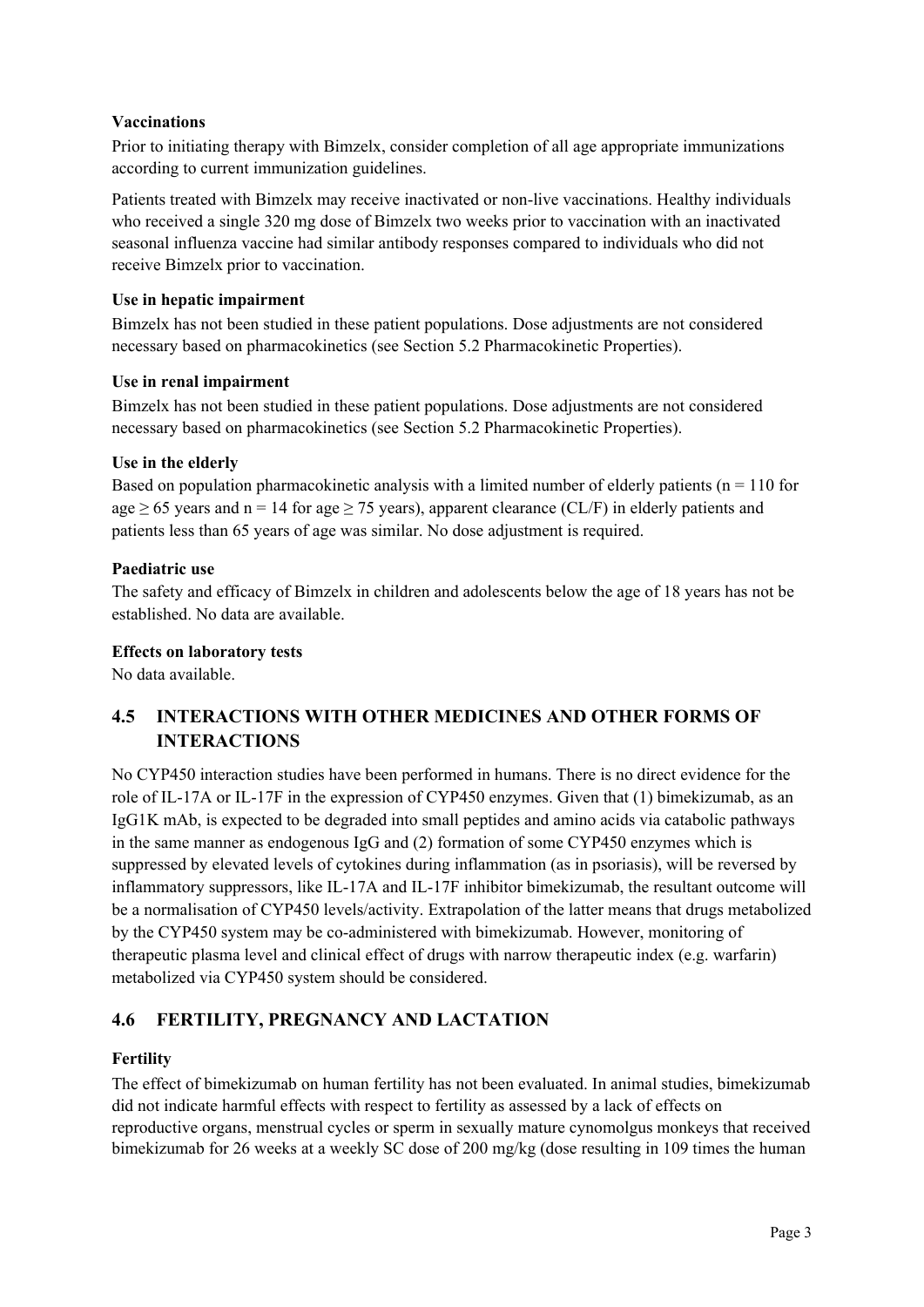**Vaccinations**

Prior to initiating therapy with Bimzelx, consider completion of all age appropriate immunizations according to current immunization guidelines.

Patients treated with Bimzelx may receive inactivated or non-live vaccinations. Healthy individuals who received a single 320 mg dose of Bimzelx two weeks prior to vaccination with an inactivated seasonal influenza vaccine had similar antibody responses compared to individuals who did not receive Bimzelx prior to vaccination.

**Use in hepatic impairment**

Bimzelx has not been studied in these patient populations. Dose adjustments are not considered necessary based on pharmacokinetics (see Section 5.2 Pharmacokinetic Properties).

**Use in renal impairment**

Bimzelx has not been studied in these patient populations. Dose adjustments are not considered necessary based on pharmacokinetics (see Section 5.2 Pharmacokinetic Properties).

**Use in the elderly**

Based on population pharmacokinetic analysis with a limited number of elderly patients (n = 110 for age ≥ 65 years and n = 14 for age ≥ 75 years), apparent clearance (CL/F) in elderly patients and patients less than 65 years of age was similar. No dose adjustment is required.

**Paediatric use**

The safety and efficacy of Bimzelx in children and adolescents below the age of 18 years has not be established. No data are available.

**Effects on laboratory tests**

No data available.

## 4.5 INTERACTIONS WITH OTHER MEDICINES AND OTHER FORMS OF INTERACTIONS

No CYP450 interaction studies have been performed in humans. There is no direct evidence for the role of IL-17A or IL-17F in the expression of CYP450 enzymes. Given that (1) bimekizumab, as an IgG1K mAb, is expected to be degraded into small peptides and amino acids via catabolic pathways in the same manner as endogenous IgG and (2) formation of some CYP450 enzymes which is suppressed by elevated levels of cytokines during inflammation (as in psoriasis), will be reversed by inflammatory suppressors, like IL-17A and IL-17F inhibitor bimekizumab, the resultant outcome will be a normalisation of CYP450 levels/activity. Extrapolation of the latter means that drugs metabolized by the CYP450 system may be co-administered with bimekizumab. However, monitoring of therapeutic plasma level and clinical effect of drugs with narrow therapeutic index (e.g. warfarin) metabolized via CYP450 system should be considered.

## 4.6 FERTILITY, PREGNANCY AND LACTATION

**Fertility**

The effect of bimekizumab on human fertility has not been evaluated. In animal studies, bimekizumab did not indicate harmful effects with respect to fertility as assessed by a lack of effects on reproductive organs, menstrual cycles or sperm in sexually mature cynomolgus monkeys that received bimekizumab for 26 weeks at a weekly SC dose of 200 mg/kg (dose resulting in 109 times the human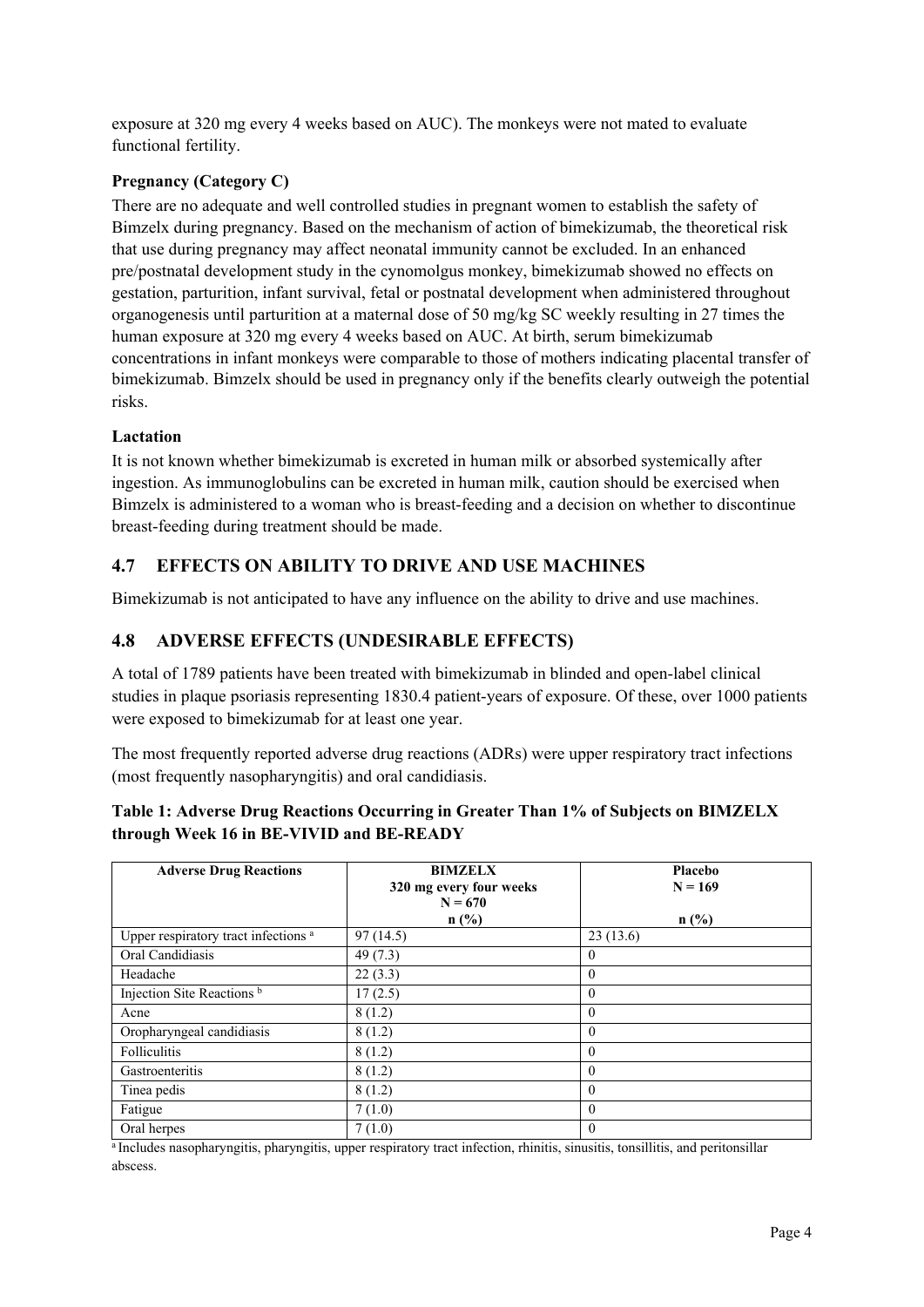exposure at 320 mg every 4 weeks based on AUC). The monkeys were not mated to evaluate functional fertility.

**Pregnancy (Category C)**

There are no adequate and well controlled studies in pregnant women to establish the safety of Bimzelx during pregnancy. Based on the mechanism of action of bimekizumab, the theoretical risk that use during pregnancy may affect neonatal immunity cannot be excluded. In an enhanced pre/postnatal development study in the cynomolgus monkey, bimekizumab showed no effects on gestation, parturition, infant survival, fetal or postnatal development when administered throughout organogenesis until parturition at a maternal dose of 50 mg/kg SC weekly resulting in 27 times the human exposure at 320 mg every 4 weeks based on AUC. At birth, serum bimekizumab concentrations in infant monkeys were comparable to those of mothers indicating placental transfer of bimekizumab. Bimzelx should be used in pregnancy only if the benefits clearly outweigh the potential risks.

**Lactation**

It is not known whether bimekizumab is excreted in human milk or absorbed systemically after ingestion. As immunoglobulins can be excreted in human milk, caution should be exercised when Bimzelx is administered to a woman who is breast-feeding and a decision on whether to discontinue breast-feeding during treatment should be made.

## 4.7 EFFECTS ON ABILITY TO DRIVE AND USE MACHINES

Bimekizumab is not anticipated to have any influence on the ability to drive and use machines.

## 4.8 ADVERSE EFFECTS (UNDESIRABLE EFFECTS)

A total of 1789 patients have been treated with bimekizumab in blinded and open-label clinical studies in plaque psoriasis representing 1830.4 patient-years of exposure. Of these, over 1000 patients were exposed to bimekizumab for at least one year.

The most frequently reported adverse drug reactions (ADRs) were upper respiratory tract infections (most frequently nasopharyngitis) and oral candidiasis.

**Table 1: Adverse Drug Reactions Occurring in Greater Than 1% of Subjects on BIMZELX through Week 16 in BE-VIVID and BE-READY**

| Adverse Drug Reactions | BIMZELX 320 mg every four weeks N = 670 n (%) | Placebo N = 169 n (%) |
|---|---|---|
| Upper respiratory tract infections [a] | 97 (14.5) | 23 (13.6) |
| Oral Candidiasis | 49 (7.3) | 0 |
| Headache | 22 (3.3) | 0 |
| Injection Site Reactions [b] | 17 (2.5) | 0 |
| Acne | 8 (1.2) | 0 |
| Oropharyngeal candidiasis | 8 (1.2) | 0 |
| Folliculitis | 8 (1.2) | 0 |
| Gastroenteritis | 8 (1.2) | 0 |
| Tinea pedis | 8 (1.2) | 0 |
| Fatigue | 7 (1.0) | 0 |
| Oral herpes | 7 (1.0) | 0 |

[a] Includes nasopharyngitis, pharyngitis, upper respiratory tract infection, rhinitis, sinusitis, tonsillitis, and peritonsillar abscess.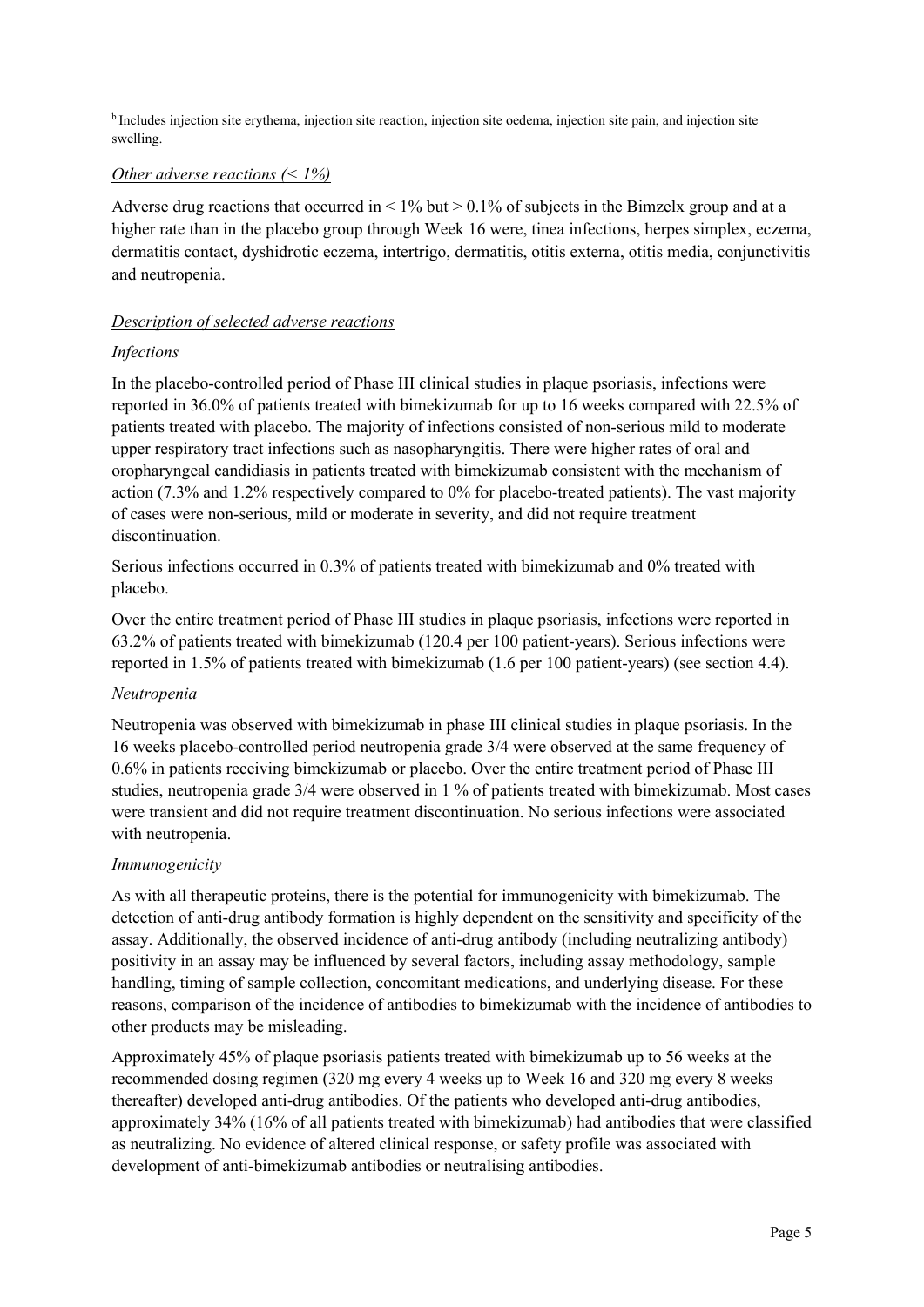[b] Includes injection site erythema, injection site reaction, injection site oedema, injection site pain, and injection site swelling.

*Other adverse reactions (< 1%)*

Adverse drug reactions that occurred in < 1% but > 0.1% of subjects in the Bimzelx group and at a higher rate than in the placebo group through Week 16 were, tinea infections, herpes simplex, eczema, dermatitis contact, dyshidrotic eczema, intertrigo, dermatitis, otitis externa, otitis media, conjunctivitis and neutropenia.

*Description of selected adverse reactions*

*Infections*

In the placebo-controlled period of Phase III clinical studies in plaque psoriasis, infections were reported in 36.0% of patients treated with bimekizumab for up to 16 weeks compared with 22.5% of patients treated with placebo. The majority of infections consisted of non-serious mild to moderate upper respiratory tract infections such as nasopharyngitis. There were higher rates of oral and oropharyngeal candidiasis in patients treated with bimekizumab consistent with the mechanism of action (7.3% and 1.2% respectively compared to 0% for placebo-treated patients). The vast majority of cases were non-serious, mild or moderate in severity, and did not require treatment discontinuation.

Serious infections occurred in 0.3% of patients treated with bimekizumab and 0% treated with placebo.

Over the entire treatment period of Phase III studies in plaque psoriasis, infections were reported in 63.2% of patients treated with bimekizumab (120.4 per 100 patient-years). Serious infections were reported in 1.5% of patients treated with bimekizumab (1.6 per 100 patient-years) (see section 4.4).

*Neutropenia*

Neutropenia was observed with bimekizumab in phase III clinical studies in plaque psoriasis. In the 16 weeks placebo-controlled period neutropenia grade 3/4 were observed at the same frequency of 0.6% in patients receiving bimekizumab or placebo. Over the entire treatment period of Phase III studies, neutropenia grade 3/4 were observed in 1 % of patients treated with bimekizumab. Most cases were transient and did not require treatment discontinuation. No serious infections were associated with neutropenia.

*Immunogenicity*

As with all therapeutic proteins, there is the potential for immunogenicity with bimekizumab. The detection of anti-drug antibody formation is highly dependent on the sensitivity and specificity of the assay. Additionally, the observed incidence of anti-drug antibody (including neutralizing antibody) positivity in an assay may be influenced by several factors, including assay methodology, sample handling, timing of sample collection, concomitant medications, and underlying disease. For these reasons, comparison of the incidence of antibodies to bimekizumab with the incidence of antibodies to other products may be misleading.

Approximately 45% of plaque psoriasis patients treated with bimekizumab up to 56 weeks at the recommended dosing regimen (320 mg every 4 weeks up to Week 16 and 320 mg every 8 weeks thereafter) developed anti-drug antibodies. Of the patients who developed anti-drug antibodies, approximately 34% (16% of all patients treated with bimekizumab) had antibodies that were classified as neutralizing. No evidence of altered clinical response, or safety profile was associated with development of anti-bimekizumab antibodies or neutralising antibodies.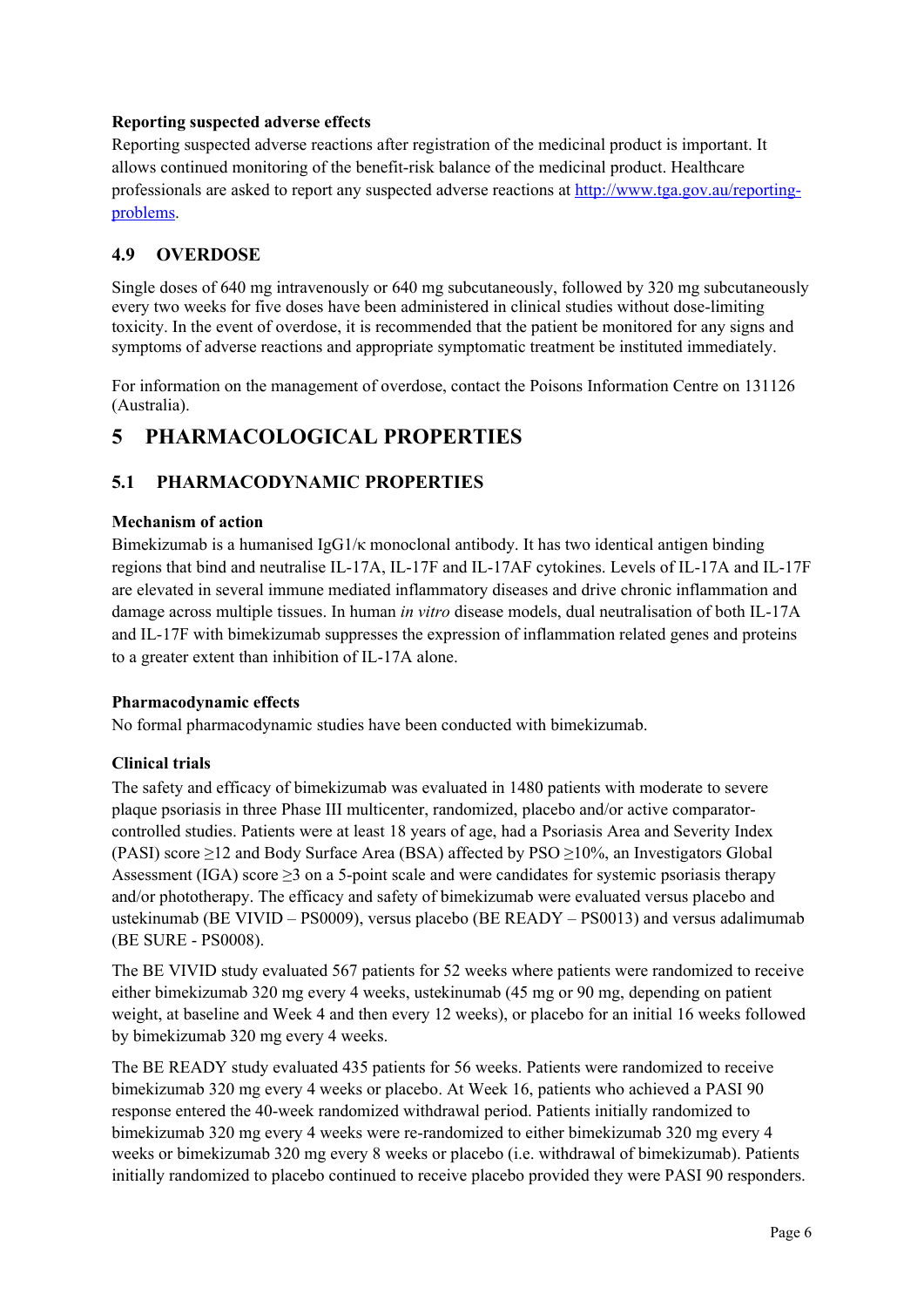**Reporting suspected adverse effects**

Reporting suspected adverse reactions after registration of the medicinal product is important. It allows continued monitoring of the benefit-risk balance of the medicinal product. Healthcare professionals are asked to report any suspected adverse reactions at [http://www.tga.gov.au/reporting-problems](http://www.tga.gov.au/reporting-problems).

## 4.9 OVERDOSE

Single doses of 640 mg intravenously or 640 mg subcutaneously, followed by 320 mg subcutaneously every two weeks for five doses have been administered in clinical studies without dose-limiting toxicity. In the event of overdose, it is recommended that the patient be monitored for any signs and symptoms of adverse reactions and appropriate symptomatic treatment be instituted immediately.

For information on the management of overdose, contact the Poisons Information Centre on 131126 (Australia).

# 5 PHARMACOLOGICAL PROPERTIES

## 5.1 PHARMACODYNAMIC PROPERTIES

**Mechanism of action**

Bimekizumab is a humanised IgG1/κ monoclonal antibody. It has two identical antigen binding regions that bind and neutralise IL-17A, IL-17F and IL-17AF cytokines. Levels of IL-17A and IL-17F are elevated in several immune mediated inflammatory diseases and drive chronic inflammation and damage across multiple tissues. In human *in vitro* disease models, dual neutralisation of both IL-17A and IL-17F with bimekizumab suppresses the expression of inflammation related genes and proteins to a greater extent than inhibition of IL-17A alone.

**Pharmacodynamic effects**

No formal pharmacodynamic studies have been conducted with bimekizumab.

**Clinical trials**

The safety and efficacy of bimekizumab was evaluated in 1480 patients with moderate to severe plaque psoriasis in three Phase III multicenter, randomized, placebo and/or active comparator-controlled studies. Patients were at least 18 years of age, had a Psoriasis Area and Severity Index (PASI) score ≥12 and Body Surface Area (BSA) affected by PSO ≥10%, an Investigators Global Assessment (IGA) score ≥3 on a 5-point scale and were candidates for systemic psoriasis therapy and/or phototherapy. The efficacy and safety of bimekizumab were evaluated versus placebo and ustekinumab (BE VIVID – PS0009), versus placebo (BE READY – PS0013) and versus adalimumab (BE SURE - PS0008).

The BE VIVID study evaluated 567 patients for 52 weeks where patients were randomized to receive either bimekizumab 320 mg every 4 weeks, ustekinumab (45 mg or 90 mg, depending on patient weight, at baseline and Week 4 and then every 12 weeks), or placebo for an initial 16 weeks followed by bimekizumab 320 mg every 4 weeks.

The BE READY study evaluated 435 patients for 56 weeks. Patients were randomized to receive bimekizumab 320 mg every 4 weeks or placebo. At Week 16, patients who achieved a PASI 90 response entered the 40-week randomized withdrawal period. Patients initially randomized to bimekizumab 320 mg every 4 weeks were re-randomized to either bimekizumab 320 mg every 4 weeks or bimekizumab 320 mg every 8 weeks or placebo (i.e. withdrawal of bimekizumab). Patients initially randomized to placebo continued to receive placebo provided they were PASI 90 responders.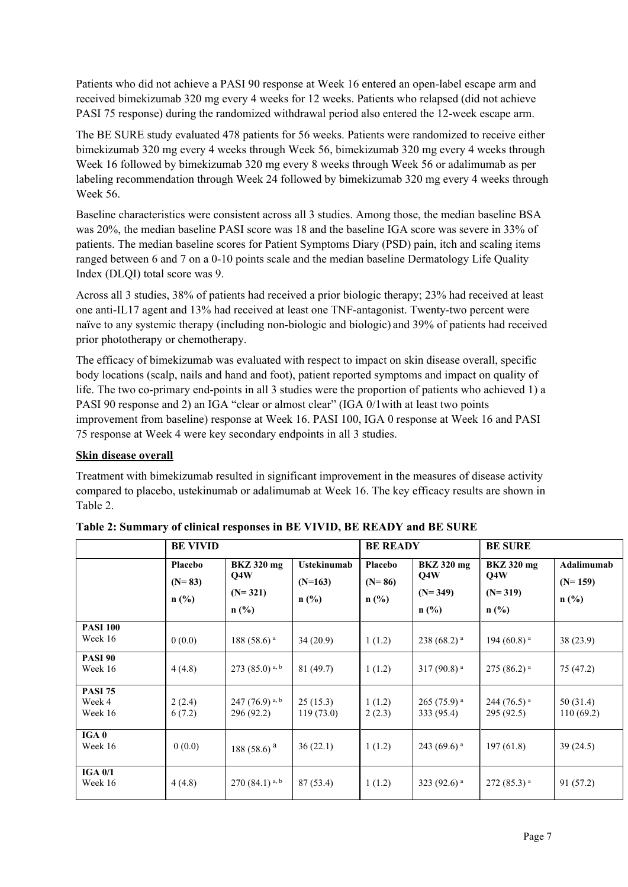Patients who did not achieve a PASI 90 response at Week 16 entered an open-label escape arm and received bimekizumab 320 mg every 4 weeks for 12 weeks. Patients who relapsed (did not achieve PASI 75 response) during the randomized withdrawal period also entered the 12-week escape arm.

The BE SURE study evaluated 478 patients for 56 weeks. Patients were randomized to receive either bimekizumab 320 mg every 4 weeks through Week 56, bimekizumab 320 mg every 4 weeks through Week 16 followed by bimekizumab 320 mg every 8 weeks through Week 56 or adalimumab as per labeling recommendation through Week 24 followed by bimekizumab 320 mg every 4 weeks through Week 56.

Baseline characteristics were consistent across all 3 studies. Among those, the median baseline BSA was 20%, the median baseline PASI score was 18 and the baseline IGA score was severe in 33% of patients. The median baseline scores for Patient Symptoms Diary (PSD) pain, itch and scaling items ranged between 6 and 7 on a 0-10 points scale and the median baseline Dermatology Life Quality Index (DLQI) total score was 9.

Across all 3 studies, 38% of patients had received a prior biologic therapy; 23% had received at least one anti-IL17 agent and 13% had received at least one TNF-antagonist. Twenty-two percent were naïve to any systemic therapy (including non-biologic and biologic) and 39% of patients had received prior phototherapy or chemotherapy.

The efficacy of bimekizumab was evaluated with respect to impact on skin disease overall, specific body locations (scalp, nails and hand and foot), patient reported symptoms and impact on quality of life. The two co-primary end-points in all 3 studies were the proportion of patients who achieved 1) a PASI 90 response and 2) an IGA "clear or almost clear" (IGA 0/1with at least two points improvement from baseline) response at Week 16. PASI 100, IGA 0 response at Week 16 and PASI 75 response at Week 4 were key secondary endpoints in all 3 studies.

**Skin disease overall**

Treatment with bimekizumab resulted in significant improvement in the measures of disease activity compared to placebo, ustekinumab or adalimumab at Week 16. The key efficacy results are shown in Table 2.

**Table 2: Summary of clinical responses in BE VIVID, BE READY and BE SURE**

| | BE VIVID | | | BE READY | | BE SURE | |
|---|---|---|---|---|---|---|---|
| | Placebo (N= 83) n (%) | BKZ 320 mg Q4W (N= 321) n (%) | Ustekinumab (N=163) n (%) | Placebo (N= 86) n (%) | BKZ 320 mg Q4W (N= 349) n (%) | BKZ 320 mg Q4W (N= 319) n (%) | Adalimumab (N= 159) n (%) |
| **PASI 100** Week 16 | 0 (0.0) | 188 (58.6) [a] | 34 (20.9) | 1 (1.2) | 238 (68.2) [a] | 194 (60.8) [a] | 38 (23.9) |
| **PASI 90** Week 16 | 4 (4.8) | 273 (85.0) [a, b] | 81 (49.7) | 1 (1.2) | 317 (90.8) [a] | 275 (86.2) [a] | 75 (47.2) |
| **PASI 75** Week 4<br>Week 16 | 2 (2.4)<br>6 (7.2) | 247 (76.9) [a, b]<br>296 (92.2) | 25 (15.3)<br>119 (73.0) | 1 (1.2)<br>2 (2.3) | 265 (75.9) [a]<br>333 (95.4) | 244 (76.5) [a]<br>295 (92.5) | 50 (31.4)<br>110 (69.2) |
| **IGA 0** Week 16 | 0 (0.0) | 188 (58.6) [a] | 36 (22.1) | 1 (1.2) | 243 (69.6) [a] | 197 (61.8) | 39 (24.5) |
| **IGA 0/1** Week 16 | 4 (4.8) | 270 (84.1) [a, b] | 87 (53.4) | 1 (1.2) | 323 (92.6) [a] | 272 (85.3) [a] | 91 (57.2) |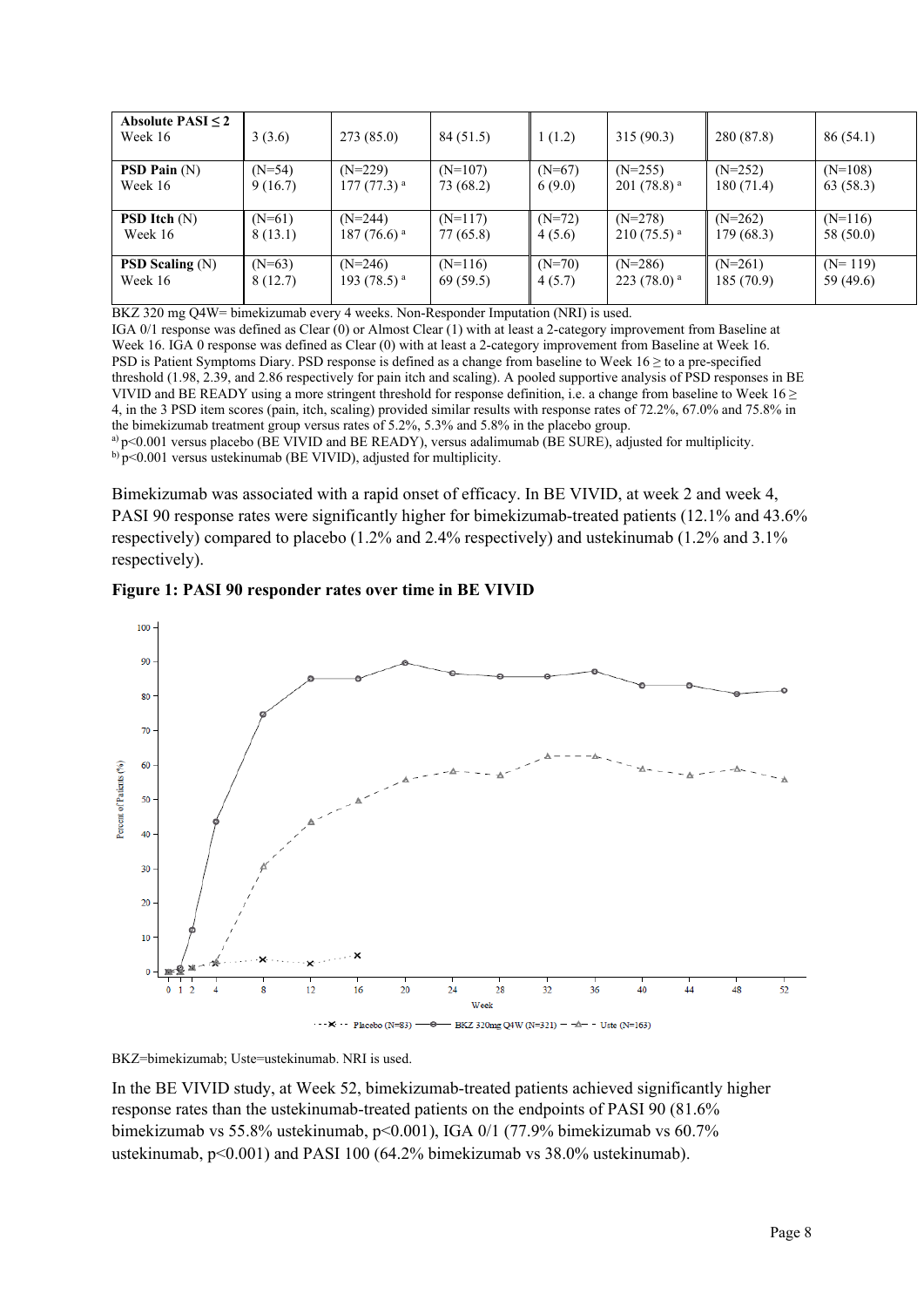| | | | | | | | |
|---|---|---|---|---|---|---|---|
| **Absolute PASI ≤ 2** Week 16 | 3 (3.6) | 273 (85.0) | 84 (51.5) | 1 (1.2) | 315 (90.3) | 280 (87.8) | 86 (54.1) |
| **PSD Pain** (N) Week 16 | (N=54) 9 (16.7) | (N=229) 177 (77.3) [a] | (N=107) 73 (68.2) | (N=67) 6 (9.0) | (N=255) 201 (78.8) [a] | (N=252) 180 (71.4) | (N=108) 63 (58.3) |
| **PSD Itch** (N) Week 16 | (N=61) 8 (13.1) | (N=244) 187 (76.6) [a] | (N=117) 77 (65.8) | (N=72) 4 (5.6) | (N=278) 210 (75.5) [a] | (N=262) 179 (68.3) | (N=116) 58 (50.0) |
| **PSD Scaling** (N) Week 16 | (N=63) 8 (12.7) | (N=246) 193 (78.5) [a] | (N=116) 69 (59.5) | (N=70) 4 (5.7) | (N=286) 223 (78.0) [a] | (N=261) 185 (70.9) | (N= 119) 59 (49.6) |

BKZ 320 mg Q4W= bimekizumab every 4 weeks. Non-Responder Imputation (NRI) is used.
IGA 0/1 response was defined as Clear (0) or Almost Clear (1) with at least a 2-category improvement from Baseline at Week 16. IGA 0 response was defined as Clear (0) with at least a 2-category improvement from Baseline at Week 16.
PSD is Patient Symptoms Diary. PSD response is defined as a change from baseline to Week 16 ≥ to a pre-specified threshold (1.98, 2.39, and 2.86 respectively for pain itch and scaling). A pooled supportive analysis of PSD responses in BE VIVID and BE READY using a more stringent threshold for response definition, i.e. a change from baseline to Week 16 ≥ 4, in the 3 PSD item scores (pain, itch, scaling) provided similar results with response rates of 72.2%, 67.0% and 75.8% in the bimekizumab treatment group versus rates of 5.2%, 5.3% and 5.8% in the placebo group.
[a)] p<0.001 versus placebo (BE VIVID and BE READY), versus adalimumab (BE SURE), adjusted for multiplicity.
[b)] p<0.001 versus ustekinumab (BE VIVID), adjusted for multiplicity.

Bimekizumab was associated with a rapid onset of efficacy. In BE VIVID, at week 2 and week 4, PASI 90 response rates were significantly higher for bimekizumab-treated patients (12.1% and 43.6% respectively) compared to placebo (1.2% and 2.4% respectively) and ustekinumab (1.2% and 3.1% respectively).

**Figure 1: PASI 90 responder rates over time in BE VIVID**

BKZ=bimekizumab; Uste=ustekinumab. NRI is used.

In the BE VIVID study, at Week 52, bimekizumab-treated patients achieved significantly higher response rates than the ustekinumab-treated patients on the endpoints of PASI 90 (81.6% bimekizumab vs 55.8% ustekinumab, p<0.001), IGA 0/1 (77.9% bimekizumab vs 60.7% ustekinumab, p<0.001) and PASI 100 (64.2% bimekizumab vs 38.0% ustekinumab).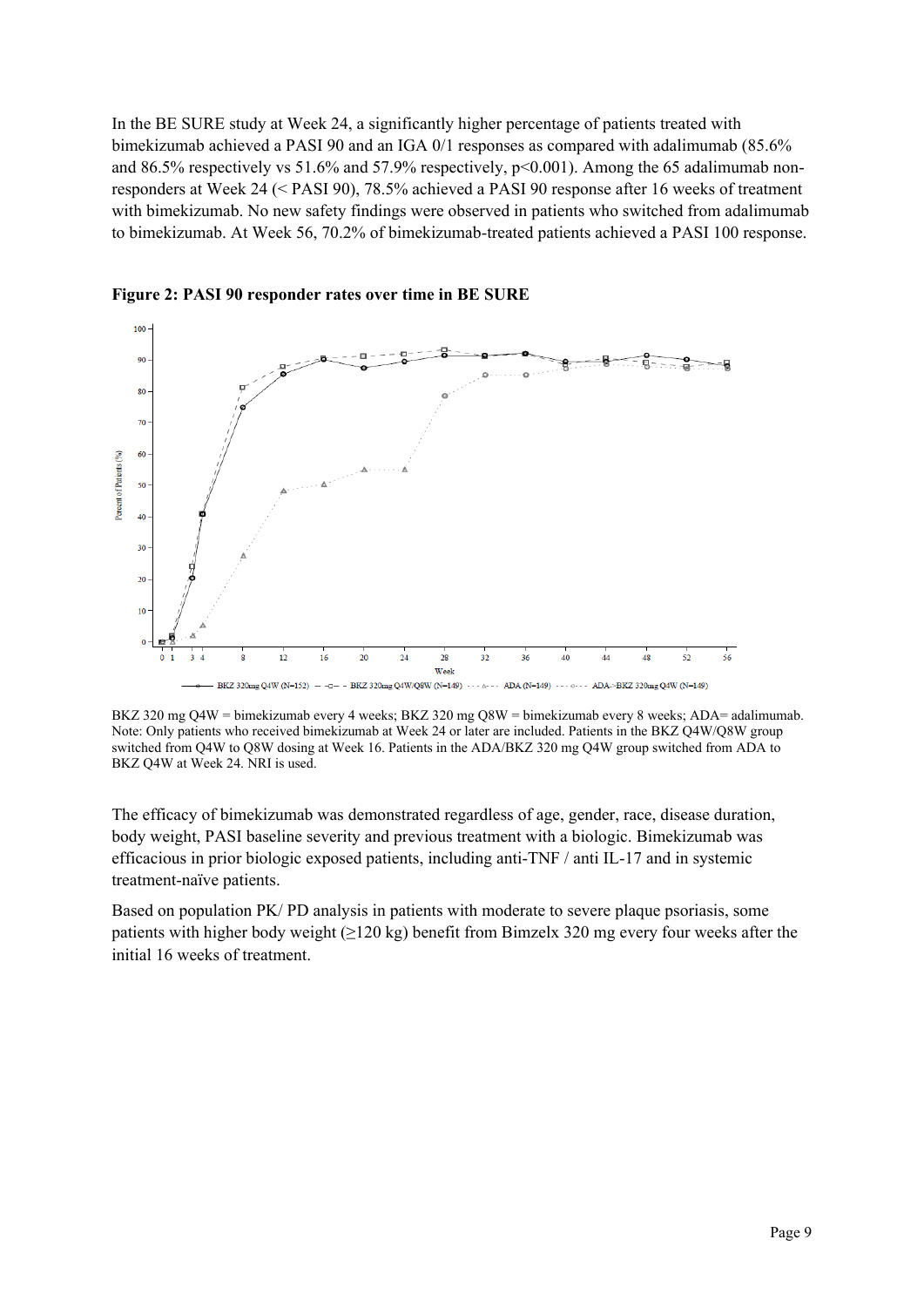In the BE SURE study at Week 24, a significantly higher percentage of patients treated with bimekizumab achieved a PASI 90 and an IGA 0/1 responses as compared with adalimumab (85.6% and 86.5% respectively vs 51.6% and 57.9% respectively, $p<0.001$). Among the 65 adalimumab non-responders at Week 24 (< PASI 90), 78.5% achieved a PASI 90 response after 16 weeks of treatment with bimekizumab. No new safety findings were observed in patients who switched from adalimumab to bimekizumab. At Week 56, 70.2% of bimekizumab-treated patients achieved a PASI 100 response.

**Figure 2: PASI 90 responder rates over time in BE SURE**

BKZ 320 mg Q4W = bimekizumab every 4 weeks; BKZ 320 mg Q8W = bimekizumab every 8 weeks; ADA= adalimumab. Note: Only patients who received bimekizumab at Week 24 or later are included. Patients in the BKZ Q4W/Q8W group switched from Q4W to Q8W dosing at Week 16. Patients in the ADA/BKZ 320 mg Q4W group switched from ADA to BKZ Q4W at Week 24. NRI is used.

The efficacy of bimekizumab was demonstrated regardless of age, gender, race, disease duration, body weight, PASI baseline severity and previous treatment with a biologic. Bimekizumab was efficacious in prior biologic exposed patients, including anti-TNF / anti IL-17 and in systemic treatment-naïve patients.

Based on population PK/ PD analysis in patients with moderate to severe plaque psoriasis, some patients with higher body weight (≥120 kg) benefit from Bimzelx 320 mg every four weeks after the initial 16 weeks of treatment.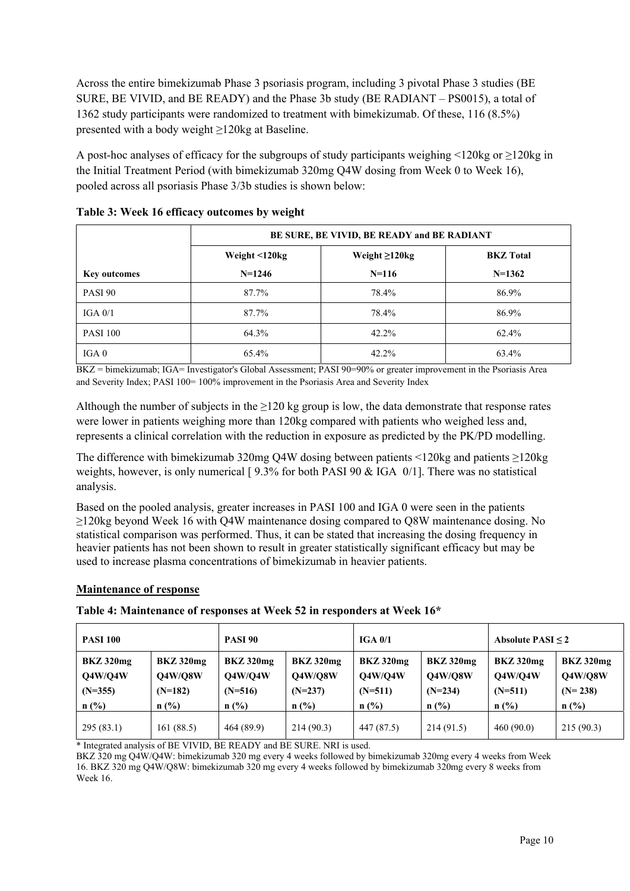Across the entire bimekizumab Phase 3 psoriasis program, including 3 pivotal Phase 3 studies (BE SURE, BE VIVID, and BE READY) and the Phase 3b study (BE RADIANT – PS0015), a total of 1362 study participants were randomized to treatment with bimekizumab. Of these, 116 (8.5%) presented with a body weight ≥120kg at Baseline.

A post-hoc analyses of efficacy for the subgroups of study participants weighing <120kg or ≥120kg in the Initial Treatment Period (with bimekizumab 320mg Q4W dosing from Week 0 to Week 16), pooled across all psoriasis Phase 3/3b studies is shown below:

**Table 3: Week 16 efficacy outcomes by weight**

| | BE SURE, BE VIVID, BE READY and BE RADIANT | | |
|---|---|---|---|
| **Key outcomes** | **Weight <120kg N=1246** | **Weight ≥120kg N=116** | **BKZ Total N=1362** |
| PASI 90 | 87.7% | 78.4% | 86.9% |
| IGA 0/1 | 87.7% | 78.4% | 86.9% |
| PASI 100 | 64.3% | 42.2% | 62.4% |
| IGA 0 | 65.4% | 42.2% | 63.4% |

BKZ = bimekizumab; IGA= Investigator's Global Assessment; PASI 90=90% or greater improvement in the Psoriasis Area and Severity Index; PASI 100= 100% improvement in the Psoriasis Area and Severity Index

Although the number of subjects in the ≥120 kg group is low, the data demonstrate that response rates were lower in patients weighing more than 120kg compared with patients who weighed less and, represents a clinical correlation with the reduction in exposure as predicted by the PK/PD modelling.

The difference with bimekizumab 320mg Q4W dosing between patients <120kg and patients ≥120kg weights, however, is only numerical [ 9.3% for both PASI 90 & IGA 0/1]. There was no statistical analysis.

Based on the pooled analysis, greater increases in PASI 100 and IGA 0 were seen in the patients ≥120kg beyond Week 16 with Q4W maintenance dosing compared to Q8W maintenance dosing. No statistical comparison was performed. Thus, it can be stated that increasing the dosing frequency in heavier patients has not been shown to result in greater statistically significant efficacy but may be used to increase plasma concentrations of bimekizumab in heavier patients.

**Maintenance of response**

**Table 4: Maintenance of responses at Week 52 in responders at Week 16***

| **PASI 100** | | **PASI 90** | | **IGA 0/1** | | **Absolute PASI ≤ 2** | |
|---|---|---|---|---|---|---|---|
| **BKZ 320mg Q4W/Q4W (N=355) n (%)** | **BKZ 320mg Q4W/Q8W (N=182) n (%)** | **BKZ 320mg Q4W/Q4W (N=516) n (%)** | **BKZ 320mg Q4W/Q8W (N=237) n (%)** | **BKZ 320mg Q4W/Q4W (N=511) n (%)** | **BKZ 320mg Q4W/Q8W (N=234) n (%)** | **BKZ 320mg Q4W/Q4W (N=511) n (%)** | **BKZ 320mg Q4W/Q8W (N= 238) n (%)** |
| 295 (83.1) | 161 (88.5) | 464 (89.9) | 214 (90.3) | 447 (87.5) | 214 (91.5) | 460 (90.0) | 215 (90.3) |

* Integrated analysis of BE VIVID, BE READY and BE SURE. NRI is used.
BKZ 320 mg Q4W/Q4W: bimekizumab 320 mg every 4 weeks followed by bimekizumab 320mg every 4 weeks from Week 16. BKZ 320 mg Q4W/Q8W: bimekizumab 320 mg every 4 weeks followed by bimekizumab 320mg every 8 weeks from Week 16.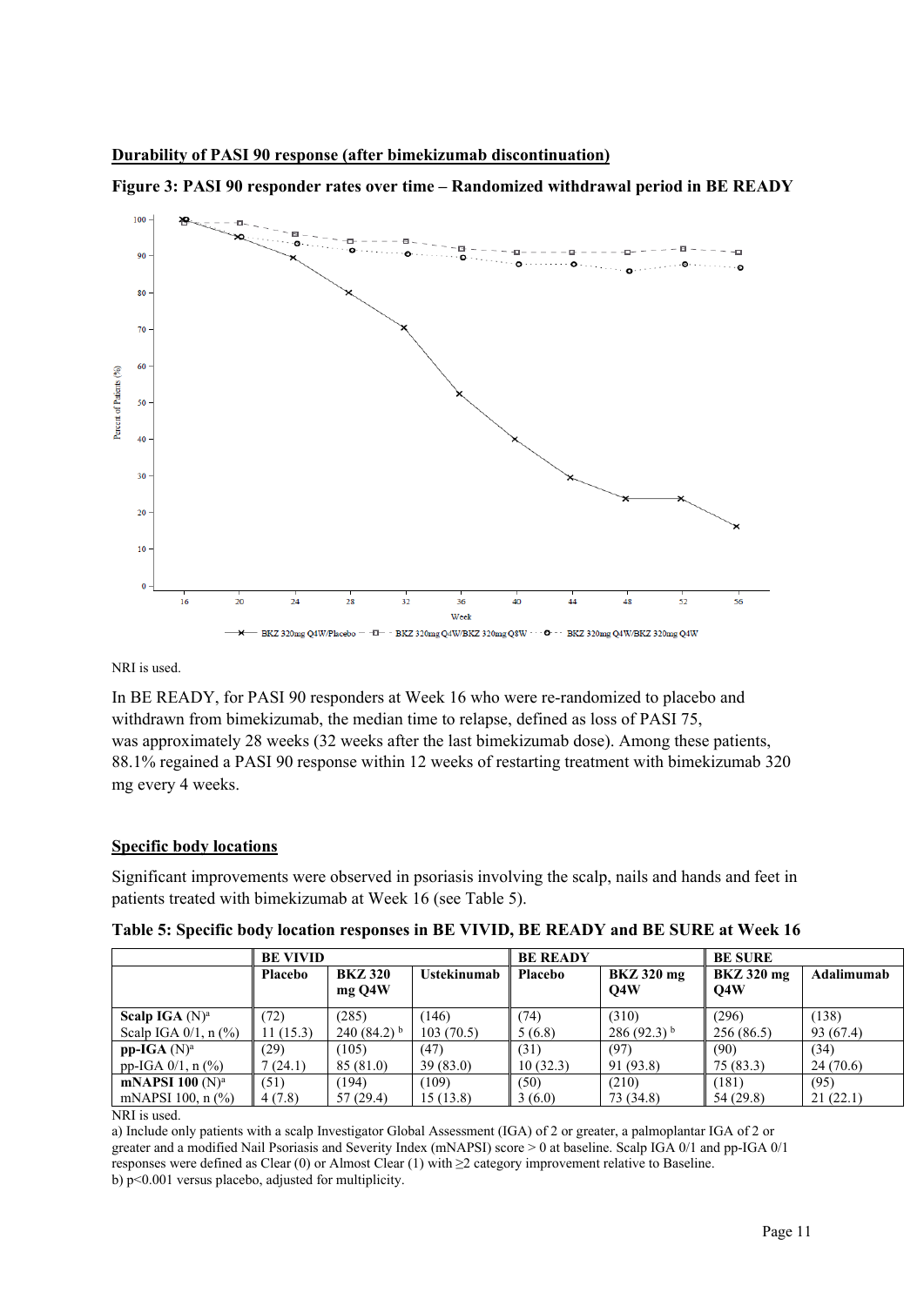**Durability of PASI 90 response (after bimekizumab discontinuation)**

**Figure 3: PASI 90 responder rates over time – Randomized withdrawal period in BE READY**

NRI is used.

In BE READY, for PASI 90 responders at Week 16 who were re-randomized to placebo and withdrawn from bimekizumab, the median time to relapse, defined as loss of PASI 75, was approximately 28 weeks (32 weeks after the last bimekizumab dose). Among these patients, 88.1% regained a PASI 90 response within 12 weeks of restarting treatment with bimekizumab 320 mg every 4 weeks.

**Specific body locations**

Significant improvements were observed in psoriasis involving the scalp, nails and hands and feet in patients treated with bimekizumab at Week 16 (see Table 5).

**Table 5: Specific body location responses in BE VIVID, BE READY and BE SURE at Week 16**

| | BE VIVID | | | BE READY | | BE SURE | |
|---|---|---|---|---|---|---|---|
| | **Placebo** | **BKZ 320 mg Q4W** | **Ustekinumab** | **Placebo** | **BKZ 320 mg Q4W** | **BKZ 320 mg Q4W** | **Adalimumab** |
| **Scalp IGA** (N)[a] | (72) | (285) | (146) | (74) | (310) | (296) | (138) |
| Scalp IGA 0/1, n (%) | 11 (15.3) | 240 (84.2) [b] | 103 (70.5) | 5 (6.8) | 286 (92.3) [b] | 256 (86.5) | 93 (67.4) |
| **pp-IGA** (N)[a] | (29) | (105) | (47) | (31) | (97) | (90) | (34) |
| pp-IGA 0/1, n (%) | 7 (24.1) | 85 (81.0) | 39 (83.0) | 10 (32.3) | 91 (93.8) | 75 (83.3) | 24 (70.6) |
| **mNAPSI 100** (N)[a] | (51) | (194) | (109) | (50) | (210) | (181) | (95) |
| mNAPSI 100, n (%) | 4 (7.8) | 57 (29.4) | 15 (13.8) | 3 (6.0) | 73 (34.8) | 54 (29.8) | 21 (22.1) |

NRI is used.

a) Include only patients with a scalp Investigator Global Assessment (IGA) of 2 or greater, a palmoplantar IGA of 2 or greater and a modified Nail Psoriasis and Severity Index (mNAPSI) score > 0 at baseline. Scalp IGA 0/1 and pp-IGA 0/1 responses were defined as Clear (0) or Almost Clear (1) with ≥2 category improvement relative to Baseline.

b) p<0.001 versus placebo, adjusted for multiplicity.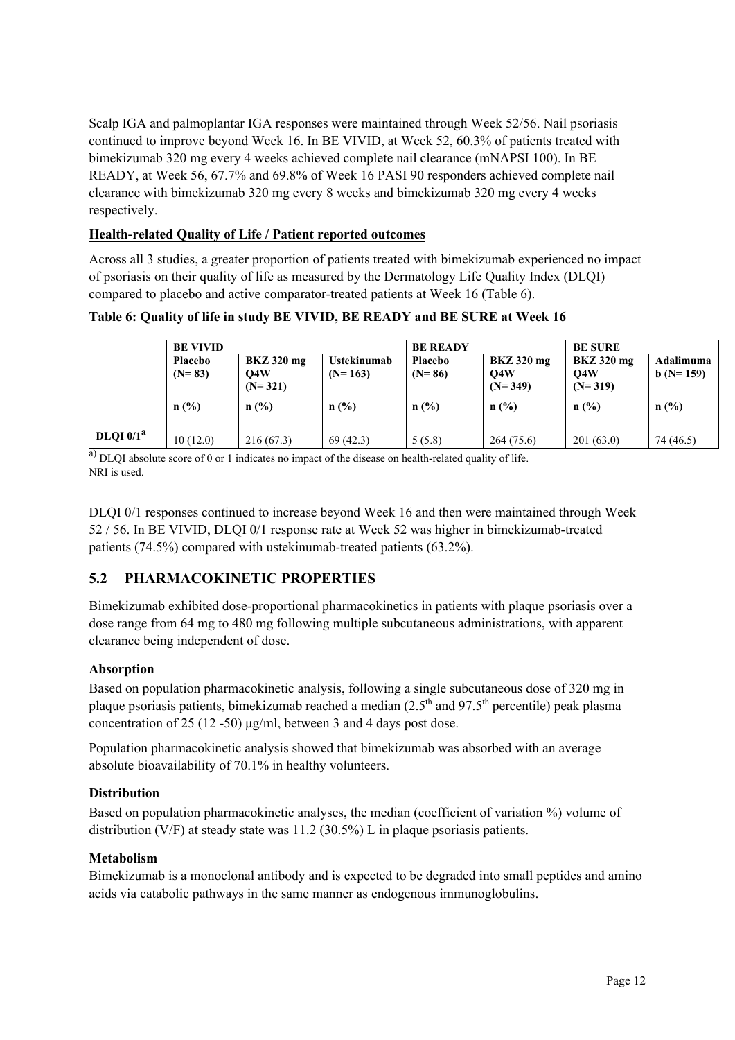Scalp IGA and palmoplantar IGA responses were maintained through Week 52/56. Nail psoriasis continued to improve beyond Week 16. In BE VIVID, at Week 52, 60.3% of patients treated with bimekizumab 320 mg every 4 weeks achieved complete nail clearance (mNAPSI 100). In BE READY, at Week 56, 67.7% and 69.8% of Week 16 PASI 90 responders achieved complete nail clearance with bimekizumab 320 mg every 8 weeks and bimekizumab 320 mg every 4 weeks respectively.

**Health-related Quality of Life / Patient reported outcomes**

Across all 3 studies, a greater proportion of patients treated with bimekizumab experienced no impact of psoriasis on their quality of life as measured by the Dermatology Life Quality Index (DLQI) compared to placebo and active comparator-treated patients at Week 16 (Table 6).

**Table 6: Quality of life in study BE VIVID, BE READY and BE SURE at Week 16**

| | **BE VIVID** | | | **BE READY** | | **BE SURE** | |
|---|---|---|---|---|---|---|---|
| | **Placebo (N= 83)** | **BKZ 320 mg Q4W (N= 321)** | **Ustekinumab (N= 163)** | **Placebo (N= 86)** | **BKZ 320 mg Q4W (N= 349)** | **BKZ 320 mg Q4W (N= 319)** | **Adalimumab (N= 159)** |
| | **n (%)** | **n (%)** | **n (%)** | **n (%)** | **n (%)** | **n (%)** | **n (%)** |
| **DLQI 0/1[a]** | 10 (12.0) | 216 (67.3) | 69 (42.3) | 5 (5.8) | 264 (75.6) | 201 (63.0) | 74 (46.5) |

a) DLQI absolute score of 0 or 1 indicates no impact of the disease on health-related quality of life.
NRI is used.

DLQI 0/1 responses continued to increase beyond Week 16 and then were maintained through Week 52 / 56. In BE VIVID, DLQI 0/1 response rate at Week 52 was higher in bimekizumab-treated patients (74.5%) compared with ustekinumab-treated patients (63.2%).

## 5.2 PHARMACOKINETIC PROPERTIES

Bimekizumab exhibited dose-proportional pharmacokinetics in patients with plaque psoriasis over a dose range from 64 mg to 480 mg following multiple subcutaneous administrations, with apparent clearance being independent of dose.

**Absorption**

Based on population pharmacokinetic analysis, following a single subcutaneous dose of 320 mg in plaque psoriasis patients, bimekizumab reached a median (2.5$^{th}$ and 97.5$^{th}$ percentile) peak plasma concentration of 25 (12 -50) µg/ml, between 3 and 4 days post dose.

Population pharmacokinetic analysis showed that bimekizumab was absorbed with an average absolute bioavailability of 70.1% in healthy volunteers.

**Distribution**

Based on population pharmacokinetic analyses, the median (coefficient of variation %) volume of distribution (V/F) at steady state was 11.2 (30.5%) L in plaque psoriasis patients.

**Metabolism**

Bimekizumab is a monoclonal antibody and is expected to be degraded into small peptides and amino acids via catabolic pathways in the same manner as endogenous immunoglobulins.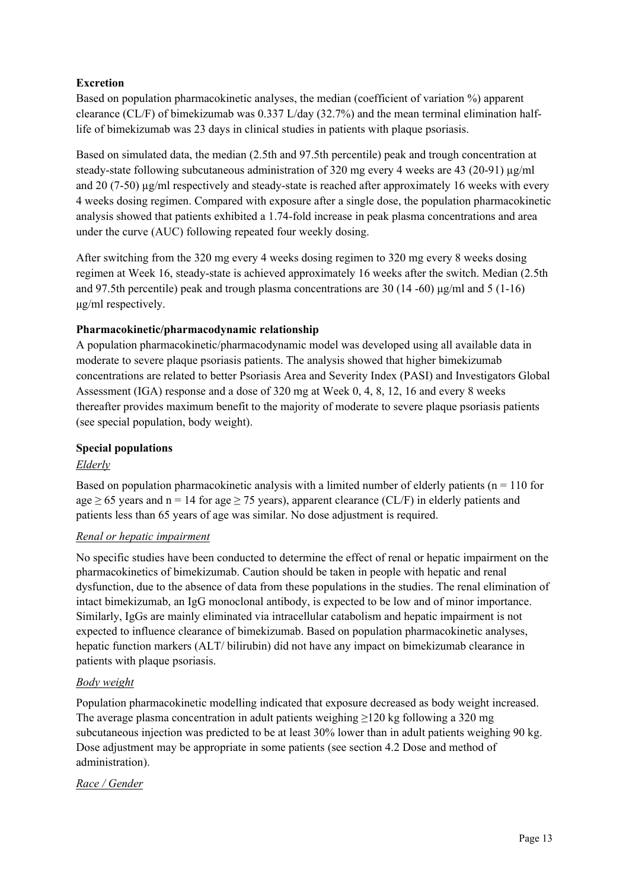**Excretion**

Based on population pharmacokinetic analyses, the median (coefficient of variation %) apparent clearance (CL/F) of bimekizumab was 0.337 L/day (32.7%) and the mean terminal elimination half-life of bimekizumab was 23 days in clinical studies in patients with plaque psoriasis.

Based on simulated data, the median (2.5th and 97.5th percentile) peak and trough concentration at steady-state following subcutaneous administration of 320 mg every 4 weeks are 43 (20-91) µg/ml and 20 (7-50) µg/ml respectively and steady-state is reached after approximately 16 weeks with every 4 weeks dosing regimen. Compared with exposure after a single dose, the population pharmacokinetic analysis showed that patients exhibited a 1.74-fold increase in peak plasma concentrations and area under the curve (AUC) following repeated four weekly dosing.

After switching from the 320 mg every 4 weeks dosing regimen to 320 mg every 8 weeks dosing regimen at Week 16, steady-state is achieved approximately 16 weeks after the switch. Median (2.5th and 97.5th percentile) peak and trough plasma concentrations are 30 (14 -60) µg/ml and 5 (1-16) µg/ml respectively.

**Pharmacokinetic/pharmacodynamic relationship**

A population pharmacokinetic/pharmacodynamic model was developed using all available data in moderate to severe plaque psoriasis patients. The analysis showed that higher bimekizumab concentrations are related to better Psoriasis Area and Severity Index (PASI) and Investigators Global Assessment (IGA) response and a dose of 320 mg at Week 0, 4, 8, 12, 16 and every 8 weeks thereafter provides maximum benefit to the majority of moderate to severe plaque psoriasis patients (see special population, body weight).

**Special populations**

*Elderly*

Based on population pharmacokinetic analysis with a limited number of elderly patients (n = 110 for age ≥ 65 years and n = 14 for age ≥ 75 years), apparent clearance (CL/F) in elderly patients and patients less than 65 years of age was similar. No dose adjustment is required.

*Renal or hepatic impairment*

No specific studies have been conducted to determine the effect of renal or hepatic impairment on the pharmacokinetics of bimekizumab. Caution should be taken in people with hepatic and renal dysfunction, due to the absence of data from these populations in the studies. The renal elimination of intact bimekizumab, an IgG monoclonal antibody, is expected to be low and of minor importance. Similarly, IgGs are mainly eliminated via intracellular catabolism and hepatic impairment is not expected to influence clearance of bimekizumab. Based on population pharmacokinetic analyses, hepatic function markers (ALT/ bilirubin) did not have any impact on bimekizumab clearance in patients with plaque psoriasis.

*Body weight*

Population pharmacokinetic modelling indicated that exposure decreased as body weight increased. The average plasma concentration in adult patients weighing ≥120 kg following a 320 mg subcutaneous injection was predicted to be at least 30% lower than in adult patients weighing 90 kg. Dose adjustment may be appropriate in some patients (see section 4.2 Dose and method of administration).

*Race / Gender*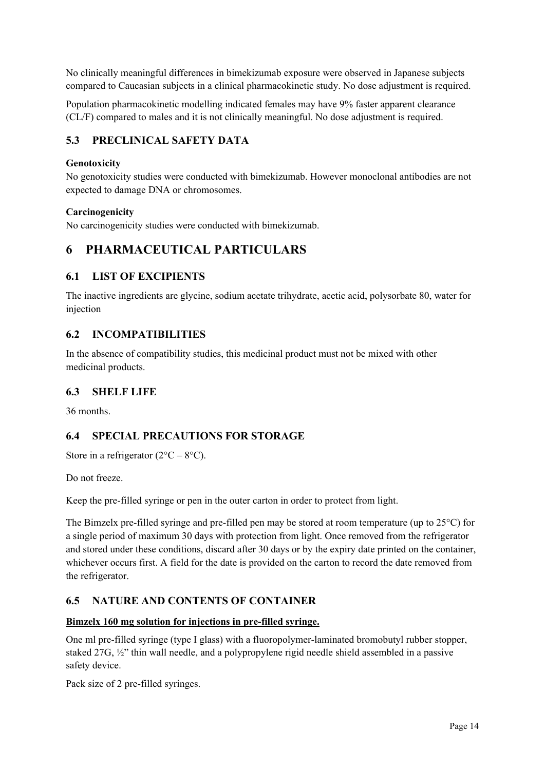No clinically meaningful differences in bimekizumab exposure were observed in Japanese subjects compared to Caucasian subjects in a clinical pharmacokinetic study. No dose adjustment is required.

Population pharmacokinetic modelling indicated females may have 9% faster apparent clearance (CL/F) compared to males and it is not clinically meaningful. No dose adjustment is required.

## 5.3 PRECLINICAL SAFETY DATA

**Genotoxicity**

No genotoxicity studies were conducted with bimekizumab. However monoclonal antibodies are not expected to damage DNA or chromosomes.

**Carcinogenicity**

No carcinogenicity studies were conducted with bimekizumab.

# 6 PHARMACEUTICAL PARTICULARS

## 6.1 LIST OF EXCIPIENTS

The inactive ingredients are glycine, sodium acetate trihydrate, acetic acid, polysorbate 80, water for injection

## 6.2 INCOMPATIBILITIES

In the absence of compatibility studies, this medicinal product must not be mixed with other medicinal products.

## 6.3 SHELF LIFE

36 months.

## 6.4 SPECIAL PRECAUTIONS FOR STORAGE

Store in a refrigerator (2°C – 8°C).

Do not freeze.

Keep the pre-filled syringe or pen in the outer carton in order to protect from light.

The Bimzelx pre-filled syringe and pre-filled pen may be stored at room temperature (up to 25°C) for a single period of maximum 30 days with protection from light. Once removed from the refrigerator and stored under these conditions, discard after 30 days or by the expiry date printed on the container, whichever occurs first. A field for the date is provided on the carton to record the date removed from the refrigerator.

## 6.5 NATURE AND CONTENTS OF CONTAINER

**Bimzelx 160 mg solution for injections in pre-filled syringe.**

One ml pre-filled syringe (type I glass) with a fluoropolymer-laminated bromobutyl rubber stopper, staked 27G, ½" thin wall needle, and a polypropylene rigid needle shield assembled in a passive safety device.

Pack size of 2 pre-filled syringes.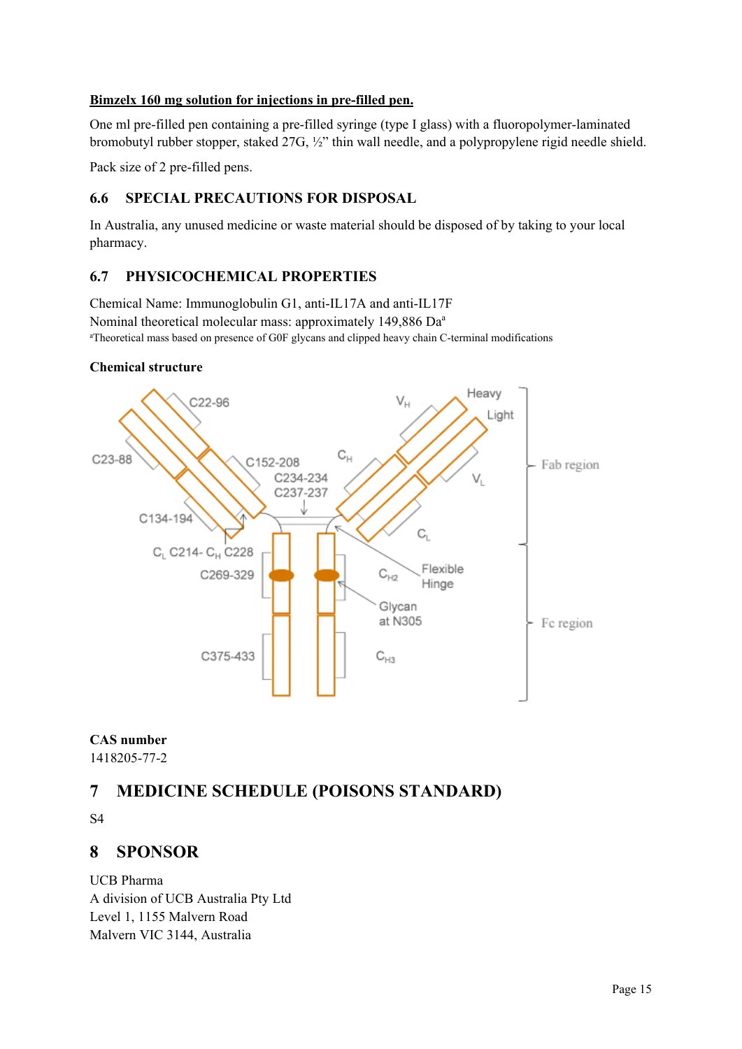**Bimzelx 160 mg solution for injections in pre-filled pen.**

One ml pre-filled pen containing a pre-filled syringe (type I glass) with a fluoropolymer-laminated bromobutyl rubber stopper, staked 27G, ½" thin wall needle, and a polypropylene rigid needle shield.

Pack size of 2 pre-filled pens.

## 6.6 SPECIAL PRECAUTIONS FOR DISPOSAL

In Australia, any unused medicine or waste material should be disposed of by taking to your local pharmacy.

## 6.7 PHYSICOCHEMICAL PROPERTIES

Chemical Name: Immunoglobulin G1, anti-IL17A and anti-IL17F
Nominal theoretical molecular mass: approximately 149,886 Da[a]

[a]Theoretical mass based on presence of G0F glycans and clipped heavy chain C-terminal modifications

**Chemical structure**

**CAS number**
1418205-77-2

# 7 MEDICINE SCHEDULE (POISONS STANDARD)

S4

# 8 SPONSOR

UCB Pharma
A division of UCB Australia Pty Ltd
Level 1, 1155 Malvern Road
Malvern VIC 3144, Australia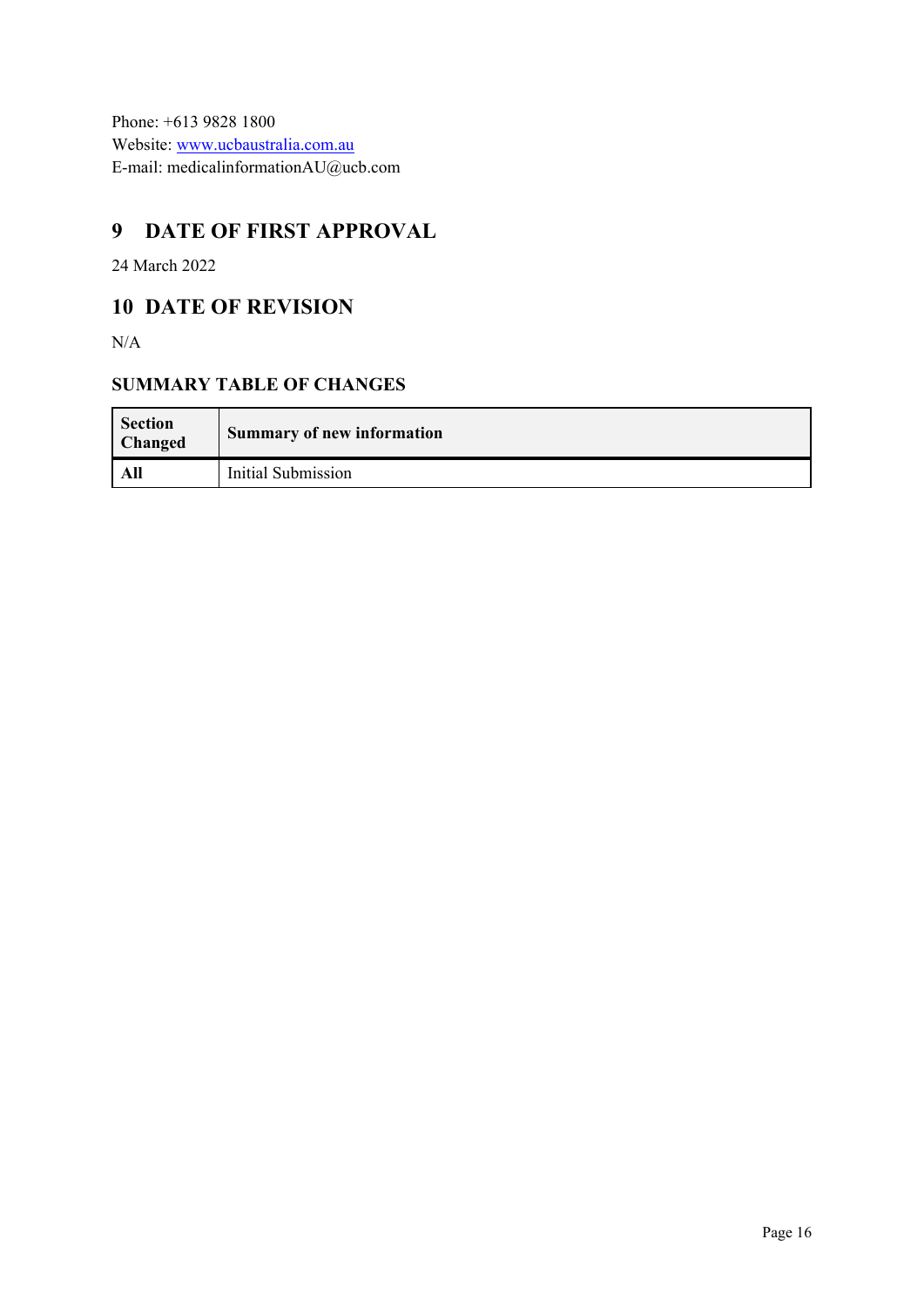Phone: +613 9828 1800
Website: www.ucbaustralia.com.au
E-mail: medicalinformationAU@ucb.com

## 9 DATE OF FIRST APPROVAL

24 March 2022

## 10 DATE OF REVISION

N/A

### SUMMARY TABLE OF CHANGES

| Section Changed | Summary of new information |
|---|---|
| **All** | Initial Submission |